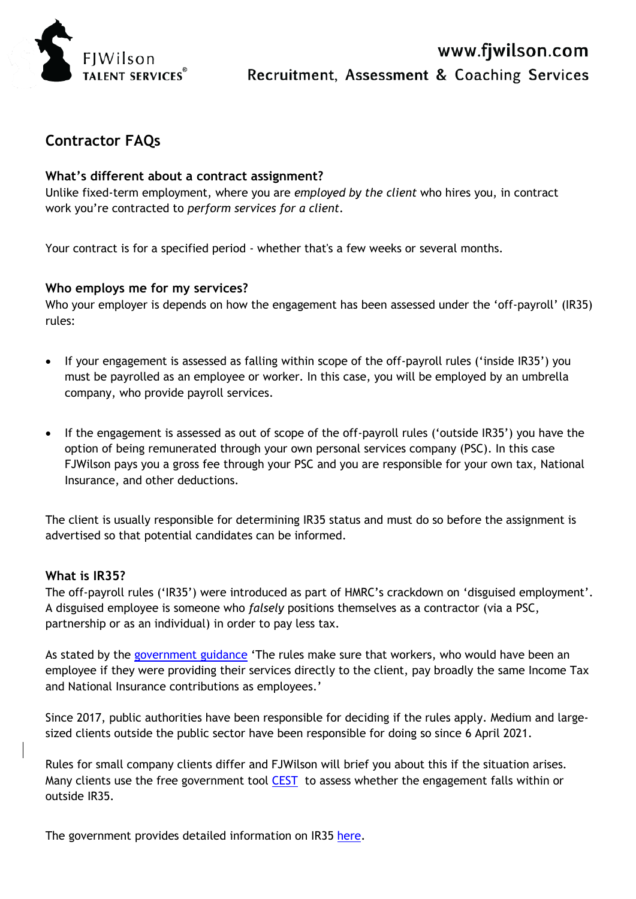# Contractor FAQs

### What's different about a contract assignment?

Unlike fixed-term employment, where you are *employed by the client* who hires you, in contract work you're contracted to *perform services for a client*.

Your contract is for a specified period - whether that's a few weeks or several months.

### Who employs me for my services?

Who your employer is depends on how the engagement has been assessed under the 'off-payroll' (IR35) rules:

- If your engagement is assessed as falling within scope of the off-payroll rules ('inside IR35') you must be payrolled as an employee or worker. In this case, you will be employed by an umbrella company, who provide payroll services.

- If the engagement is assessed as out of scope of the off-payroll rules ('outside IR35') you have the option of being remunerated through your own personal services company (PSC). In this case FJWilson pays you a gross fee through your PSC and you are responsible for your own tax, National Insurance, and other deductions.

The client is usually responsible for determining IR35 status and must do so before the assignment is advertised so that potential candidates can be informed.

### What is IR35?

The off-payroll rules ('IR35') were introduced as part of HMRC's crackdown on 'disguised employment'. A disguised employee is someone who *falsely* positions themselves as a contractor (via a PSC, partnership or as an individual) in order to pay less tax.

As stated by the government guidance 'The rules make sure that workers, who would have been an employee if they were providing their services directly to the client, pay broadly the same Income Tax and National Insurance contributions as employees.'

Since 2017, public authorities have been responsible for deciding if the rules apply. Medium and large-sized clients outside the public sector have been responsible for doing so since 6 April 2021.

Rules for small company clients differ and FJWilson will brief you about this if the situation arises. Many clients use the free government tool CEST to assess whether the engagement falls within or outside IR35.

The government provides detailed information on IR35 here.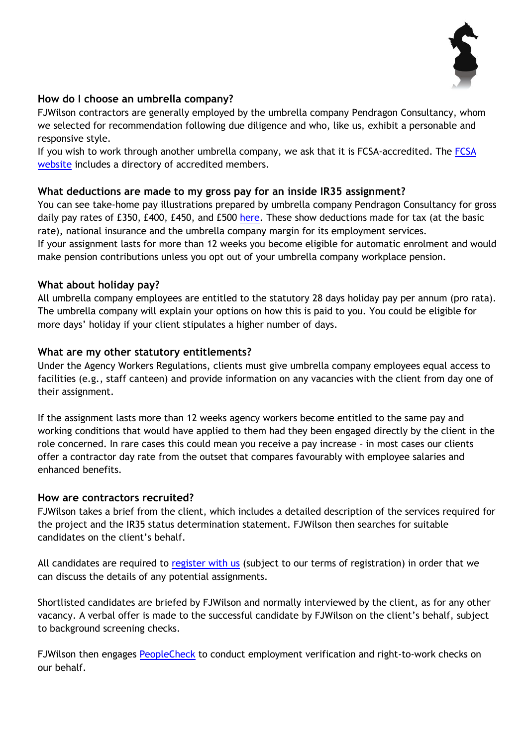### How do I choose an umbrella company?

FJWilson contractors are generally employed by the umbrella company Pendragon Consultancy, whom we selected for recommendation following due diligence and who, like us, exhibit a personable and responsive style.
If you wish to work through another umbrella company, we ask that it is FCSA-accredited. The FCSA website includes a directory of accredited members.

### What deductions are made to my gross pay for an inside IR35 assignment?

You can see take-home pay illustrations prepared by umbrella company Pendragon Consultancy for gross daily pay rates of £350, £400, £450, and £500 here. These show deductions made for tax (at the basic rate), national insurance and the umbrella company margin for its employment services.
If your assignment lasts for more than 12 weeks you become eligible for automatic enrolment and would make pension contributions unless you opt out of your umbrella company workplace pension.

### What about holiday pay?

All umbrella company employees are entitled to the statutory 28 days holiday pay per annum (pro rata). The umbrella company will explain your options on how this is paid to you. You could be eligible for more days' holiday if your client stipulates a higher number of days.

### What are my other statutory entitlements?

Under the Agency Workers Regulations, clients must give umbrella company employees equal access to facilities (e.g., staff canteen) and provide information on any vacancies with the client from day one of their assignment.

If the assignment lasts more than 12 weeks agency workers become entitled to the same pay and working conditions that would have applied to them had they been engaged directly by the client in the role concerned. In rare cases this could mean you receive a pay increase – in most cases our clients offer a contractor day rate from the outset that compares favourably with employee salaries and enhanced benefits.

### How are contractors recruited?

FJWilson takes a brief from the client, which includes a detailed description of the services required for the project and the IR35 status determination statement. FJWilson then searches for suitable candidates on the client's behalf.

All candidates are required to register with us (subject to our terms of registration) in order that we can discuss the details of any potential assignments.

Shortlisted candidates are briefed by FJWilson and normally interviewed by the client, as for any other vacancy. A verbal offer is made to the successful candidate by FJWilson on the client's behalf, subject to background screening checks.

FJWilson then engages PeopleCheck to conduct employment verification and right-to-work checks on our behalf.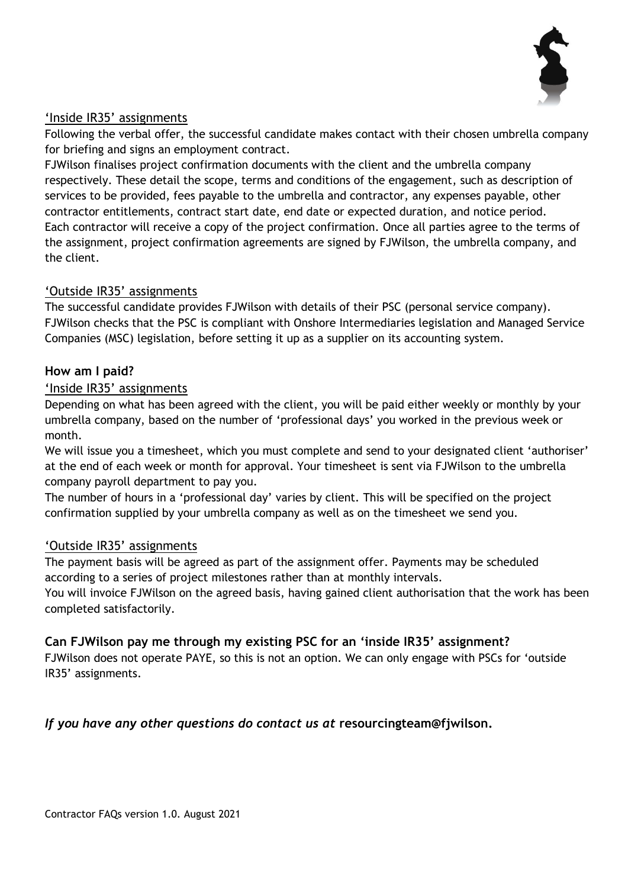'Inside IR35' assignments

Following the verbal offer, the successful candidate makes contact with their chosen umbrella company for briefing and signs an employment contract.

FJWilson finalises project confirmation documents with the client and the umbrella company respectively. These detail the scope, terms and conditions of the engagement, such as description of services to be provided, fees payable to the umbrella and contractor, any expenses payable, other contractor entitlements, contract start date, end date or expected duration, and notice period.

Each contractor will receive a copy of the project confirmation. Once all parties agree to the terms of the assignment, project confirmation agreements are signed by FJWilson, the umbrella company, and the client.

'Outside IR35' assignments

The successful candidate provides FJWilson with details of their PSC (personal service company). FJWilson checks that the PSC is compliant with Onshore Intermediaries legislation and Managed Service Companies (MSC) legislation, before setting it up as a supplier on its accounting system.

## How am I paid?

'Inside IR35' assignments

Depending on what has been agreed with the client, you will be paid either weekly or monthly by your umbrella company, based on the number of 'professional days' you worked in the previous week or month.

We will issue you a timesheet, which you must complete and send to your designated client 'authoriser' at the end of each week or month for approval. Your timesheet is sent via FJWilson to the umbrella company payroll department to pay you.

The number of hours in a 'professional day' varies by client. This will be specified on the project confirmation supplied by your umbrella company as well as on the timesheet we send you.

'Outside IR35' assignments

The payment basis will be agreed as part of the assignment offer. Payments may be scheduled according to a series of project milestones rather than at monthly intervals.

You will invoice FJWilson on the agreed basis, having gained client authorisation that the work has been completed satisfactorily.

## Can FJWilson pay me through my existing PSC for an 'inside IR35' assignment?

FJWilson does not operate PAYE, so this is not an option. We can only engage with PSCs for 'outside IR35' assignments.

***If you have any other questions do contact us at* resourcingteam@fjwilson.**

Contractor FAQs version 1.0. August 2021